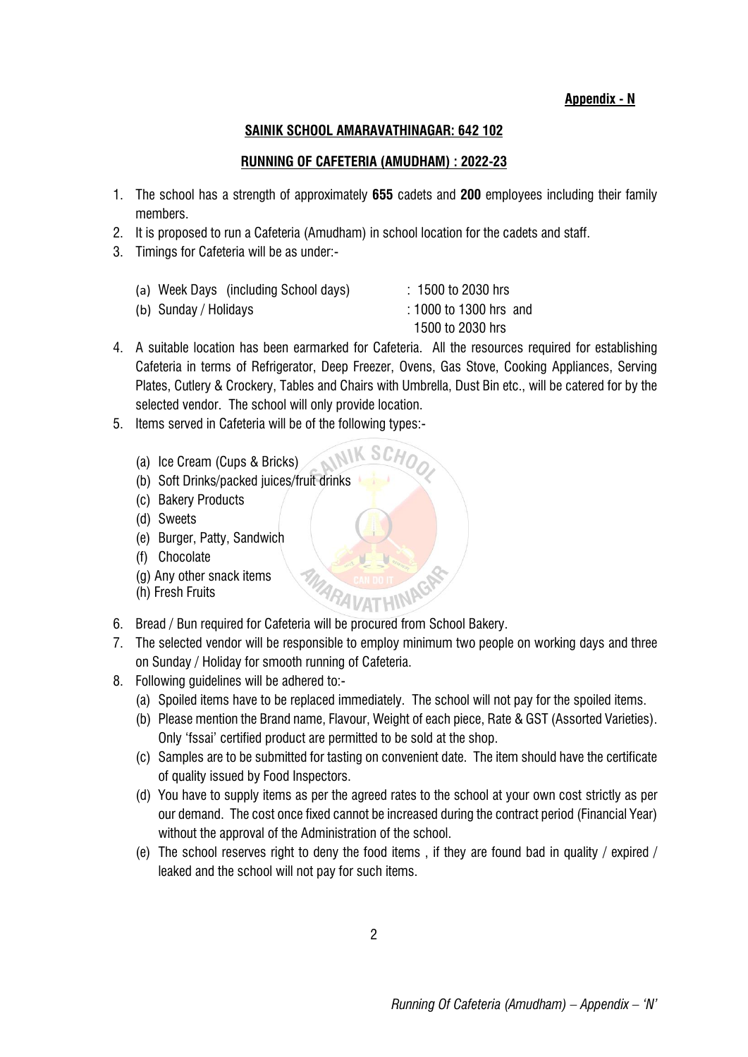**Appendix - N**

**SAINIK SCHOOL AMARAVATHINAGAR: 642 102**

**RUNNING OF CAFETERIA (AMUDHAM) : 2022-23**

1. The school has a strength of approximately **655** cadets and **200** employees including their family members.
2. It is proposed to run a Cafeteria (Amudham) in school location for the cadets and staff.
3. Timings for Cafeteria will be as under:-

   (a) Week Days (including School days) : 1500 to 2030 hrs

   (b) Sunday / Holidays : 1000 to 1300 hrs and 1500 to 2030 hrs

4. A suitable location has been earmarked for Cafeteria. All the resources required for establishing Cafeteria in terms of Refrigerator, Deep Freezer, Ovens, Gas Stove, Cooking Appliances, Serving Plates, Cutlery & Crockery, Tables and Chairs with Umbrella, Dust Bin etc., will be catered for by the selected vendor. The school will only provide location.
5. Items served in Cafeteria will be of the following types:-

   (a) Ice Cream (Cups & Bricks)

   (b) Soft Drinks/packed juices/fruit drinks

   (c) Bakery Products

   (d) Sweets

   (e) Burger, Patty, Sandwich

   (f) Chocolate

   (g) Any other snack items

   (h) Fresh Fruits

6. Bread / Bun required for Cafeteria will be procured from School Bakery.
7. The selected vendor will be responsible to employ minimum two people on working days and three on Sunday / Holiday for smooth running of Cafeteria.
8. Following guidelines will be adhered to:-

   (a) Spoiled items have to be replaced immediately. The school will not pay for the spoiled items.

   (b) Please mention the Brand name, Flavour, Weight of each piece, Rate & GST (Assorted Varieties). Only 'fssai' certified product are permitted to be sold at the shop.

   (c) Samples are to be submitted for tasting on convenient date. The item should have the certificate of quality issued by Food Inspectors.

   (d) You have to supply items as per the agreed rates to the school at your own cost strictly as per our demand. The cost once fixed cannot be increased during the contract period (Financial Year) without the approval of the Administration of the school.

   (e) The school reserves right to deny the food items , if they are found bad in quality / expired / leaked and the school will not pay for such items.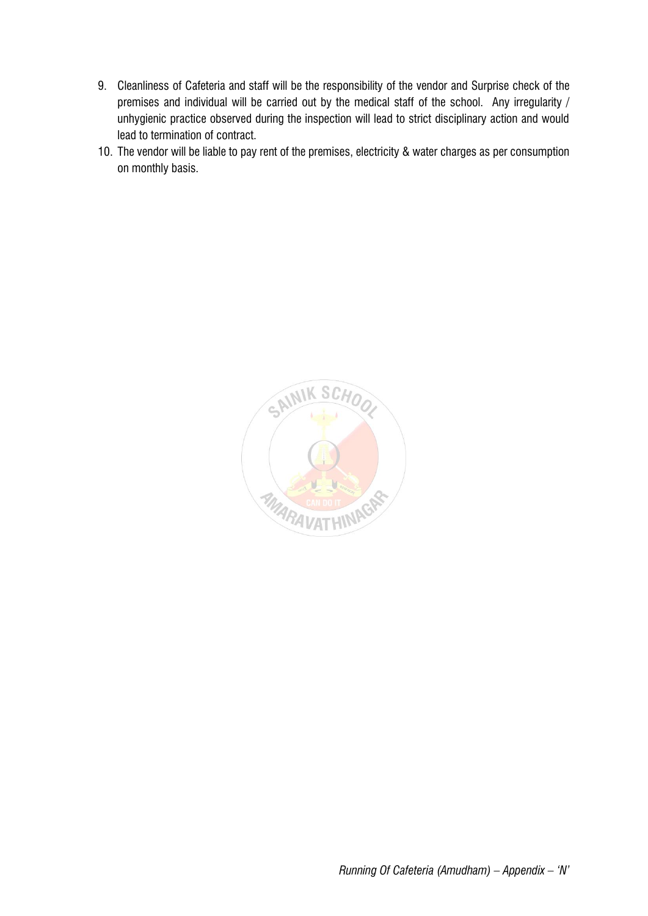9. Cleanliness of Cafeteria and staff will be the responsibility of the vendor and Surprise check of the premises and individual will be carried out by the medical staff of the school. Any irregularity / unhygienic practice observed during the inspection will lead to strict disciplinary action and would lead to termination of contract.
10. The vendor will be liable to pay rent of the premises, electricity & water charges as per consumption on monthly basis.